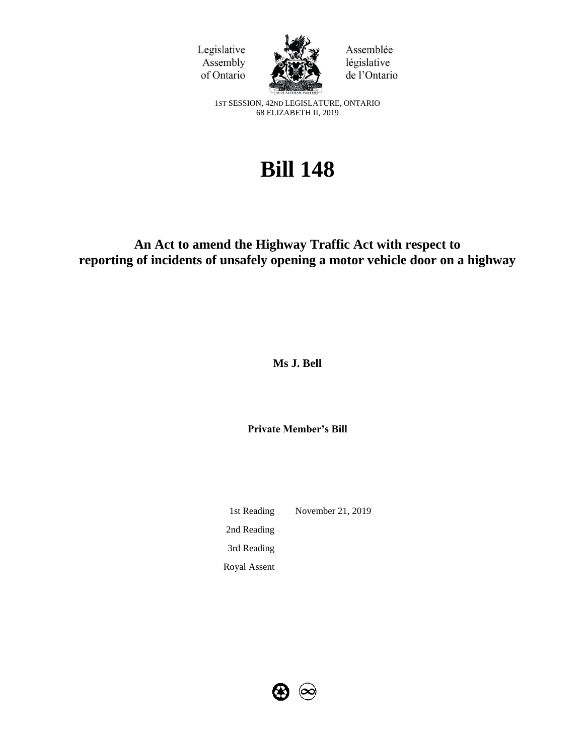Legislative Assembly of Ontario

Assemblée législative de l'Ontario

1ST SESSION, 42ND LEGISLATURE, ONTARIO
68 ELIZABETH II, 2019

# Bill 148

## An Act to amend the Highway Traffic Act with respect to reporting of incidents of unsafely opening a motor vehicle door on a highway

**Ms J. Bell**

**Private Member's Bill**

| | |
|---|---|
| 1st Reading | November 21, 2019 |
| 2nd Reading | |
| 3rd Reading | |
| Royal Assent | |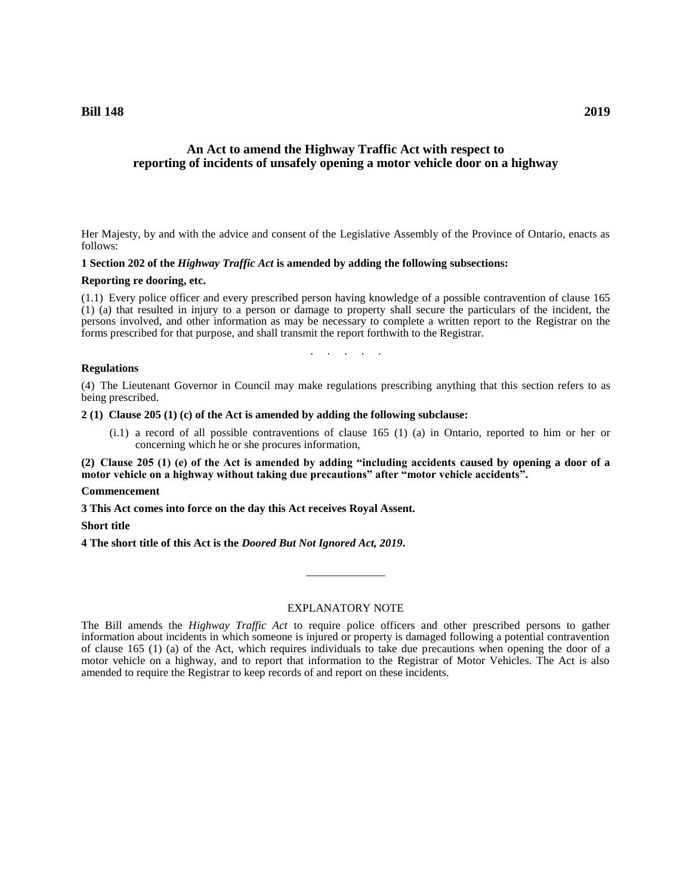**Bill 148** **2019**

## An Act to amend the Highway Traffic Act with respect to reporting of incidents of unsafely opening a motor vehicle door on a highway

Her Majesty, by and with the advice and consent of the Legislative Assembly of the Province of Ontario, enacts as follows:

**1 Section 202 of the *Highway Traffic Act* is amended by adding the following subsections:**

**Reporting re dooring, etc.**

(1.1) Every police officer and every prescribed person having knowledge of a possible contravention of clause 165 (1) (a) that resulted in injury to a person or damage to property shall secure the particulars of the incident, the persons involved, and other information as may be necessary to complete a written report to the Registrar on the forms prescribed for that purpose, and shall transmit the report forthwith to the Registrar.

. . . . .

**Regulations**

(4) The Lieutenant Governor in Council may make regulations prescribing anything that this section refers to as being prescribed.

**2 (1) Clause 205 (1) (c) of the Act is amended by adding the following subclause:**

(i.1) a record of all possible contraventions of clause 165 (1) (a) in Ontario, reported to him or her or concerning which he or she procures information,

**(2) Clause 205 (1) (e) of the Act is amended by adding "including accidents caused by opening a door of a motor vehicle on a highway without taking due precautions" after "motor vehicle accidents".**

**Commencement**

**3 This Act comes into force on the day this Act receives Royal Assent.**

**Short title**

**4 The short title of this Act is the *Doored But Not Ignored Act, 2019*.**

---

EXPLANATORY NOTE

The Bill amends the *Highway Traffic Act* to require police officers and other prescribed persons to gather information about incidents in which someone is injured or property is damaged following a potential contravention of clause 165 (1) (a) of the Act, which requires individuals to take due precautions when opening the door of a motor vehicle on a highway, and to report that information to the Registrar of Motor Vehicles. The Act is also amended to require the Registrar to keep records of and report on these incidents.